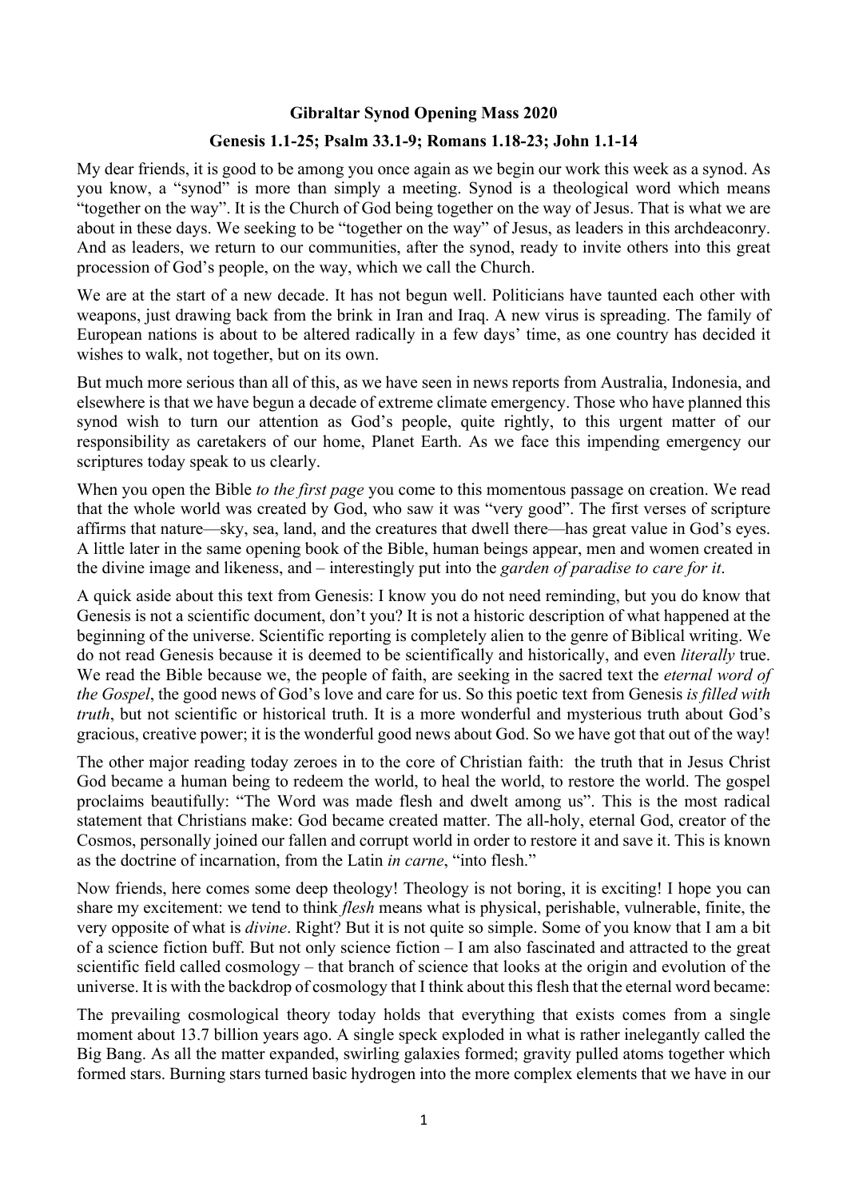**Gibraltar Synod Opening Mass 2020**

**Genesis 1.1-25; Psalm 33.1-9; Romans 1.18-23; John 1.1-14**

My dear friends, it is good to be among you once again as we begin our work this week as a synod. As you know, a "synod" is more than simply a meeting. Synod is a theological word which means "together on the way". It is the Church of God being together on the way of Jesus. That is what we are about in these days. We seeking to be "together on the way" of Jesus, as leaders in this archdeaconry. And as leaders, we return to our communities, after the synod, ready to invite others into this great procession of God's people, on the way, which we call the Church.

We are at the start of a new decade. It has not begun well. Politicians have taunted each other with weapons, just drawing back from the brink in Iran and Iraq. A new virus is spreading. The family of European nations is about to be altered radically in a few days' time, as one country has decided it wishes to walk, not together, but on its own.

But much more serious than all of this, as we have seen in news reports from Australia, Indonesia, and elsewhere is that we have begun a decade of extreme climate emergency. Those who have planned this synod wish to turn our attention as God's people, quite rightly, to this urgent matter of our responsibility as caretakers of our home, Planet Earth. As we face this impending emergency our scriptures today speak to us clearly.

When you open the Bible *to the first page* you come to this momentous passage on creation. We read that the whole world was created by God, who saw it was "very good". The first verses of scripture affirms that nature—sky, sea, land, and the creatures that dwell there—has great value in God's eyes. A little later in the same opening book of the Bible, human beings appear, men and women created in the divine image and likeness, and – interestingly put into the *garden of paradise to care for it*.

A quick aside about this text from Genesis: I know you do not need reminding, but you do know that Genesis is not a scientific document, don't you? It is not a historic description of what happened at the beginning of the universe. Scientific reporting is completely alien to the genre of Biblical writing. We do not read Genesis because it is deemed to be scientifically and historically, and even *literally* true. We read the Bible because we, the people of faith, are seeking in the sacred text the *eternal word of the Gospel*, the good news of God's love and care for us. So this poetic text from Genesis *is filled with truth*, but not scientific or historical truth. It is a more wonderful and mysterious truth about God's gracious, creative power; it is the wonderful good news about God. So we have got that out of the way!

The other major reading today zeroes in to the core of Christian faith: the truth that in Jesus Christ God became a human being to redeem the world, to heal the world, to restore the world. The gospel proclaims beautifully: "The Word was made flesh and dwelt among us". This is the most radical statement that Christians make: God became created matter. The all-holy, eternal God, creator of the Cosmos, personally joined our fallen and corrupt world in order to restore it and save it. This is known as the doctrine of incarnation, from the Latin *in carne*, "into flesh."

Now friends, here comes some deep theology! Theology is not boring, it is exciting! I hope you can share my excitement: we tend to think *flesh* means what is physical, perishable, vulnerable, finite, the very opposite of what is *divine*. Right? But it is not quite so simple. Some of you know that I am a bit of a science fiction buff. But not only science fiction – I am also fascinated and attracted to the great scientific field called cosmology – that branch of science that looks at the origin and evolution of the universe. It is with the backdrop of cosmology that I think about this flesh that the eternal word became:

The prevailing cosmological theory today holds that everything that exists comes from a single moment about 13.7 billion years ago. A single speck exploded in what is rather inelegantly called the Big Bang. As all the matter expanded, swirling galaxies formed; gravity pulled atoms together which formed stars. Burning stars turned basic hydrogen into the more complex elements that we have in our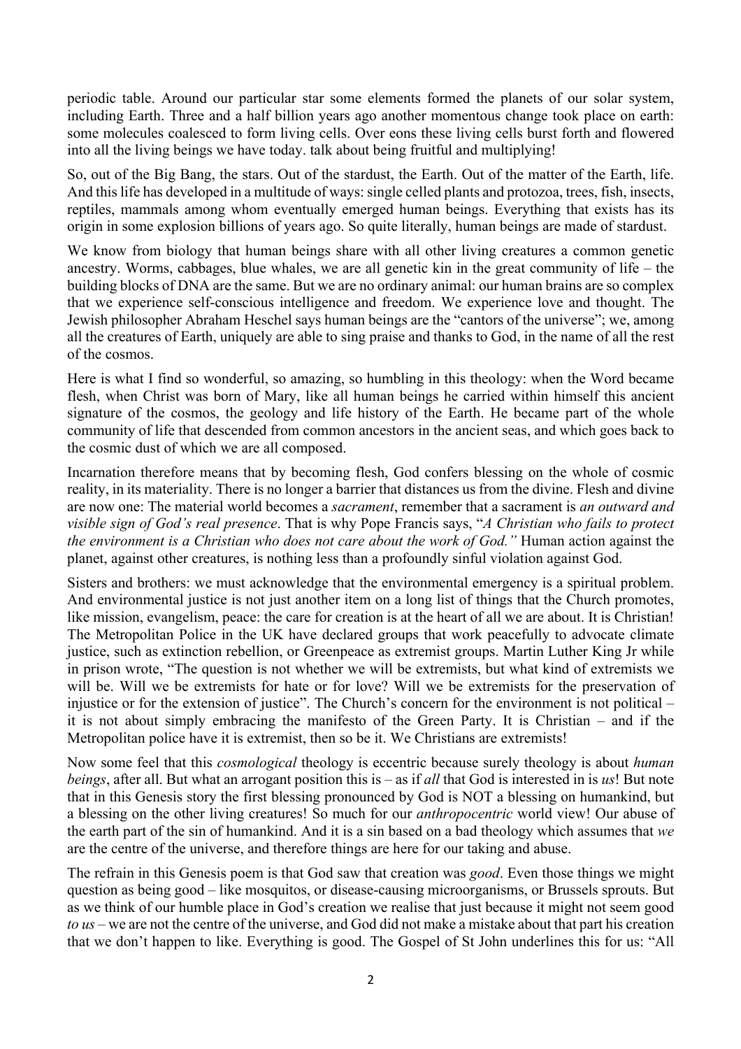periodic table. Around our particular star some elements formed the planets of our solar system, including Earth. Three and a half billion years ago another momentous change took place on earth: some molecules coalesced to form living cells. Over eons these living cells burst forth and flowered into all the living beings we have today. talk about being fruitful and multiplying!

So, out of the Big Bang, the stars. Out of the stardust, the Earth. Out of the matter of the Earth, life. And this life has developed in a multitude of ways: single celled plants and protozoa, trees, fish, insects, reptiles, mammals among whom eventually emerged human beings. Everything that exists has its origin in some explosion billions of years ago. So quite literally, human beings are made of stardust.

We know from biology that human beings share with all other living creatures a common genetic ancestry. Worms, cabbages, blue whales, we are all genetic kin in the great community of life – the building blocks of DNA are the same. But we are no ordinary animal: our human brains are so complex that we experience self-conscious intelligence and freedom. We experience love and thought. The Jewish philosopher Abraham Heschel says human beings are the "cantors of the universe"; we, among all the creatures of Earth, uniquely are able to sing praise and thanks to God, in the name of all the rest of the cosmos.

Here is what I find so wonderful, so amazing, so humbling in this theology: when the Word became flesh, when Christ was born of Mary, like all human beings he carried within himself this ancient signature of the cosmos, the geology and life history of the Earth. He became part of the whole community of life that descended from common ancestors in the ancient seas, and which goes back to the cosmic dust of which we are all composed.

Incarnation therefore means that by becoming flesh, God confers blessing on the whole of cosmic reality, in its materiality. There is no longer a barrier that distances us from the divine. Flesh and divine are now one: The material world becomes a *sacrament*, remember that a sacrament is *an outward and visible sign of God's real presence*. That is why Pope Francis says, "*A Christian who fails to protect the environment is a Christian who does not care about the work of God."* Human action against the planet, against other creatures, is nothing less than a profoundly sinful violation against God.

Sisters and brothers: we must acknowledge that the environmental emergency is a spiritual problem. And environmental justice is not just another item on a long list of things that the Church promotes, like mission, evangelism, peace: the care for creation is at the heart of all we are about. It is Christian! The Metropolitan Police in the UK have declared groups that work peacefully to advocate climate justice, such as extinction rebellion, or Greenpeace as extremist groups. Martin Luther King Jr while in prison wrote, "The question is not whether we will be extremists, but what kind of extremists we will be. Will we be extremists for hate or for love? Will we be extremists for the preservation of injustice or for the extension of justice". The Church's concern for the environment is not political – it is not about simply embracing the manifesto of the Green Party. It is Christian – and if the Metropolitan police have it is extremist, then so be it. We Christians are extremists!

Now some feel that this *cosmological* theology is eccentric because surely theology is about *human beings*, after all. But what an arrogant position this is – as if *all* that God is interested in is *us*! But note that in this Genesis story the first blessing pronounced by God is NOT a blessing on humankind, but a blessing on the other living creatures! So much for our *anthropocentric* world view! Our abuse of the earth part of the sin of humankind. And it is a sin based on a bad theology which assumes that *we* are the centre of the universe, and therefore things are here for our taking and abuse.

The refrain in this Genesis poem is that God saw that creation was *good*. Even those things we might question as being good – like mosquitos, or disease-causing microorganisms, or Brussels sprouts. But as we think of our humble place in God's creation we realise that just because it might not seem good *to us* – we are not the centre of the universe, and God did not make a mistake about that part his creation that we don't happen to like. Everything is good. The Gospel of St John underlines this for us: "All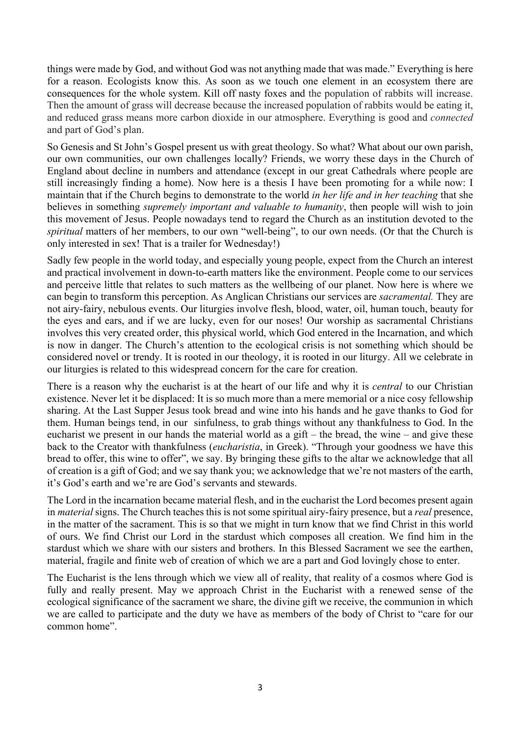things were made by God, and without God was not anything made that was made." Everything is here for a reason. Ecologists know this. As soon as we touch one element in an ecosystem there are consequences for the whole system. Kill off nasty foxes and the population of rabbits will increase. Then the amount of grass will decrease because the increased population of rabbits would be eating it, and reduced grass means more carbon dioxide in our atmosphere. Everything is good and *connected* and part of God's plan.

So Genesis and St John's Gospel present us with great theology. So what? What about our own parish, our own communities, our own challenges locally? Friends, we worry these days in the Church of England about decline in numbers and attendance (except in our great Cathedrals where people are still increasingly finding a home). Now here is a thesis I have been promoting for a while now: I maintain that if the Church begins to demonstrate to the world *in her life and in her teaching* that she believes in something *supremely important and valuable to humanity*, then people will wish to join this movement of Jesus. People nowadays tend to regard the Church as an institution devoted to the *spiritual* matters of her members, to our own "well-being", to our own needs. (Or that the Church is only interested in sex! That is a trailer for Wednesday!)

Sadly few people in the world today, and especially young people, expect from the Church an interest and practical involvement in down-to-earth matters like the environment. People come to our services and perceive little that relates to such matters as the wellbeing of our planet. Now here is where we can begin to transform this perception. As Anglican Christians our services are *sacramental.* They are not airy-fairy, nebulous events. Our liturgies involve flesh, blood, water, oil, human touch, beauty for the eyes and ears, and if we are lucky, even for our noses! Our worship as sacramental Christians involves this very created order, this physical world, which God entered in the Incarnation, and which is now in danger. The Church's attention to the ecological crisis is not something which should be considered novel or trendy. It is rooted in our theology, it is rooted in our liturgy. All we celebrate in our liturgies is related to this widespread concern for the care for creation.

There is a reason why the eucharist is at the heart of our life and why it is *central* to our Christian existence. Never let it be displaced: It is so much more than a mere memorial or a nice cosy fellowship sharing. At the Last Supper Jesus took bread and wine into his hands and he gave thanks to God for them. Human beings tend, in our sinfulness, to grab things without any thankfulness to God. In the eucharist we present in our hands the material world as a gift – the bread, the wine – and give these back to the Creator with thankfulness (*eucharistia*, in Greek). "Through your goodness we have this bread to offer, this wine to offer", we say. By bringing these gifts to the altar we acknowledge that all of creation is a gift of God; and we say thank you; we acknowledge that we're not masters of the earth, it's God's earth and we're are God's servants and stewards.

The Lord in the incarnation became material flesh, and in the eucharist the Lord becomes present again in *material* signs. The Church teaches this is not some spiritual airy-fairy presence, but a *real* presence, in the matter of the sacrament. This is so that we might in turn know that we find Christ in this world of ours. We find Christ our Lord in the stardust which composes all creation. We find him in the stardust which we share with our sisters and brothers. In this Blessed Sacrament we see the earthen, material, fragile and finite web of creation of which we are a part and God lovingly chose to enter.

The Eucharist is the lens through which we view all of reality, that reality of a cosmos where God is fully and really present. May we approach Christ in the Eucharist with a renewed sense of the ecological significance of the sacrament we share, the divine gift we receive, the communion in which we are called to participate and the duty we have as members of the body of Christ to "care for our common home".